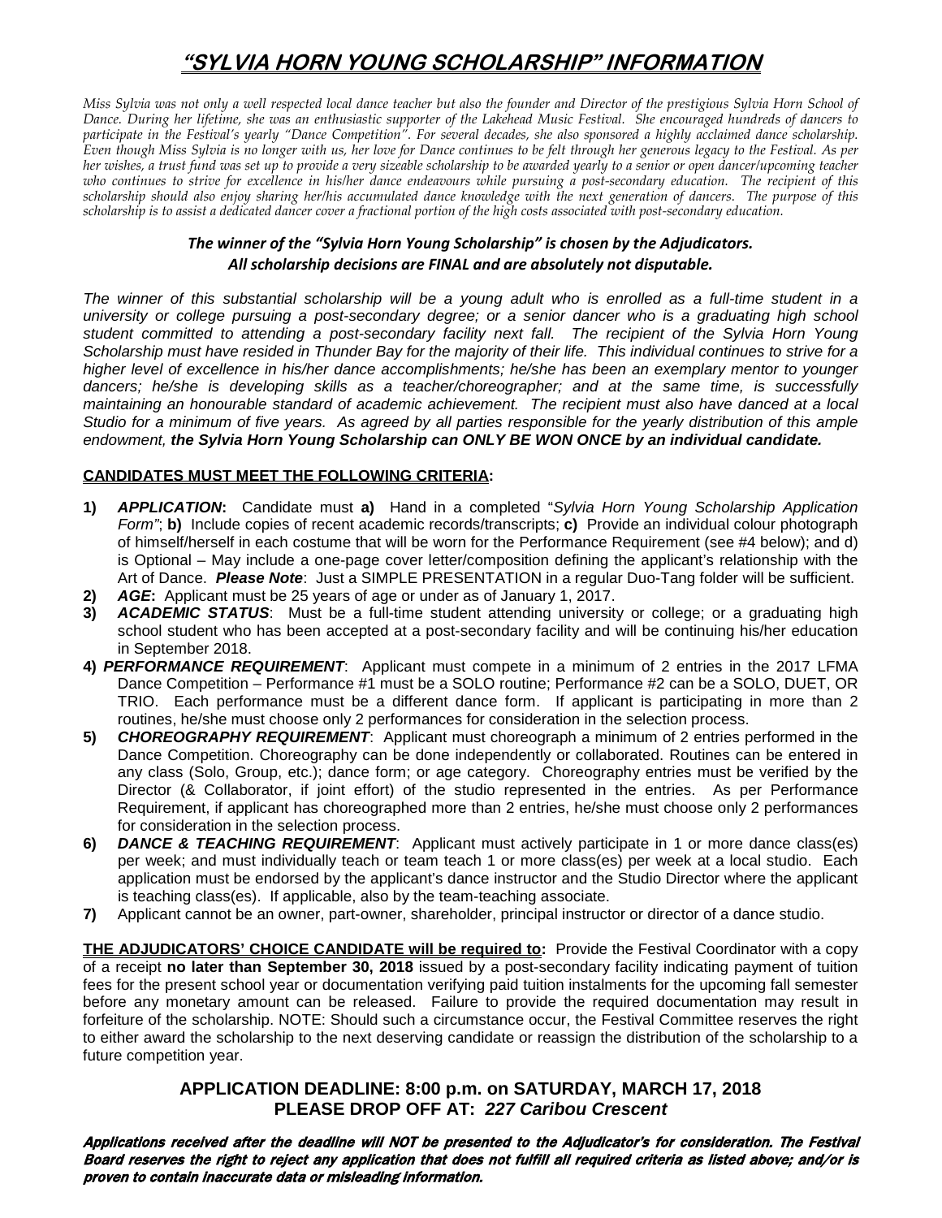# *"SYLVIA HORN YOUNG SCHOLARSHIP" INFORMATION*

*Miss Sylvia was not only a well respected local dance teacher but also the founder and Director of the prestigious Sylvia Horn School of Dance. During her lifetime, she was an enthusiastic supporter of the Lakehead Music Festival. She encouraged hundreds of dancers to participate in the Festival's yearly "Dance Competition". For several decades, she also sponsored a highly acclaimed dance scholarship. Even though Miss Sylvia is no longer with us, her love for Dance continues to be felt through her generous legacy to the Festival. As per her wishes, a trust fund was set up to provide a very sizeable scholarship to be awarded yearly to a senior or open dancer/upcoming teacher who continues to strive for excellence in his/her dance endeavours while pursuing a post-secondary education. The recipient of this scholarship should also enjoy sharing her/his accumulated dance knowledge with the next generation of dancers. The purpose of this scholarship is to assist a dedicated dancer cover a fractional portion of the high costs associated with post-secondary education.*

***The winner of the "Sylvia Horn Young Scholarship" is chosen by the Adjudicators.***
***All scholarship decisions are FINAL and are absolutely not disputable.***

*The winner of this substantial scholarship will be a young adult who is enrolled as a full-time student in a university or college pursuing a post-secondary degree; or a senior dancer who is a graduating high school student committed to attending a post-secondary facility next fall. The recipient of the Sylvia Horn Young Scholarship must have resided in Thunder Bay for the majority of their life. This individual continues to strive for a higher level of excellence in his/her dance accomplishments; he/she has been an exemplary mentor to younger dancers; he/she is developing skills as a teacher/choreographer; and at the same time, is successfully maintaining an honourable standard of academic achievement. The recipient must also have danced at a local Studio for a minimum of five years. As agreed by all parties responsible for the yearly distribution of this ample endowment, **the Sylvia Horn Young Scholarship can ONLY BE WON ONCE by an individual candidate.***

**CANDIDATES MUST MEET THE FOLLOWING CRITERIA:**

**1)** ***APPLICATION*:** Candidate must **a)** Hand in a completed "*Sylvia Horn Young Scholarship Application Form"*; **b)** Include copies of recent academic records/transcripts; **c)** Provide an individual colour photograph of himself/herself in each costume that will be worn for the Performance Requirement (see #4 below); and d) is Optional – May include a one-page cover letter/composition defining the applicant's relationship with the Art of Dance. ***Please Note***: Just a SIMPLE PRESENTATION in a regular Duo-Tang folder will be sufficient.

**2)** ***AGE*:** Applicant must be 25 years of age or under as of January 1, 2017.

**3)** ***ACADEMIC STATUS***: Must be a full-time student attending university or college; or a graduating high school student who has been accepted at a post-secondary facility and will be continuing his/her education in September 2018.

**4)** ***PERFORMANCE REQUIREMENT***: Applicant must compete in a minimum of 2 entries in the 2017 LFMA Dance Competition – Performance #1 must be a SOLO routine; Performance #2 can be a SOLO, DUET, OR TRIO. Each performance must be a different dance form. If applicant is participating in more than 2 routines, he/she must choose only 2 performances for consideration in the selection process.

**5)** ***CHOREOGRAPHY REQUIREMENT***: Applicant must choreograph a minimum of 2 entries performed in the Dance Competition. Choreography can be done independently or collaborated. Routines can be entered in any class (Solo, Group, etc.); dance form; or age category. Choreography entries must be verified by the Director (& Collaborator, if joint effort) of the studio represented in the entries. As per Performance Requirement, if applicant has choreographed more than 2 entries, he/she must choose only 2 performances for consideration in the selection process.

**6)** ***DANCE & TEACHING REQUIREMENT***: Applicant must actively participate in 1 or more dance class(es) per week; and must individually teach or team teach 1 or more class(es) per week at a local studio. Each application must be endorsed by the applicant's dance instructor and the Studio Director where the applicant is teaching class(es). If applicable, also by the team-teaching associate.

**7)** Applicant cannot be an owner, part-owner, shareholder, principal instructor or director of a dance studio.

**THE ADJUDICATORS' CHOICE CANDIDATE will be required to:** Provide the Festival Coordinator with a copy of a receipt **no later than September 30, 2018** issued by a post-secondary facility indicating payment of tuition fees for the present school year or documentation verifying paid tuition instalments for the upcoming fall semester before any monetary amount can be released. Failure to provide the required documentation may result in forfeiture of the scholarship. NOTE: Should such a circumstance occur, the Festival Committee reserves the right to either award the scholarship to the next deserving candidate or reassign the distribution of the scholarship to a future competition year.

**APPLICATION DEADLINE: 8:00 p.m. on SATURDAY, MARCH 17, 2018**
**PLEASE DROP OFF AT: *227 Caribou Crescent***

***Applications received after the deadline will NOT be presented to the Adjudicator's for consideration. The Festival Board reserves the right to reject any application that does not fulfill all required criteria as listed above; and/or is proven to contain inaccurate data or misleading information.***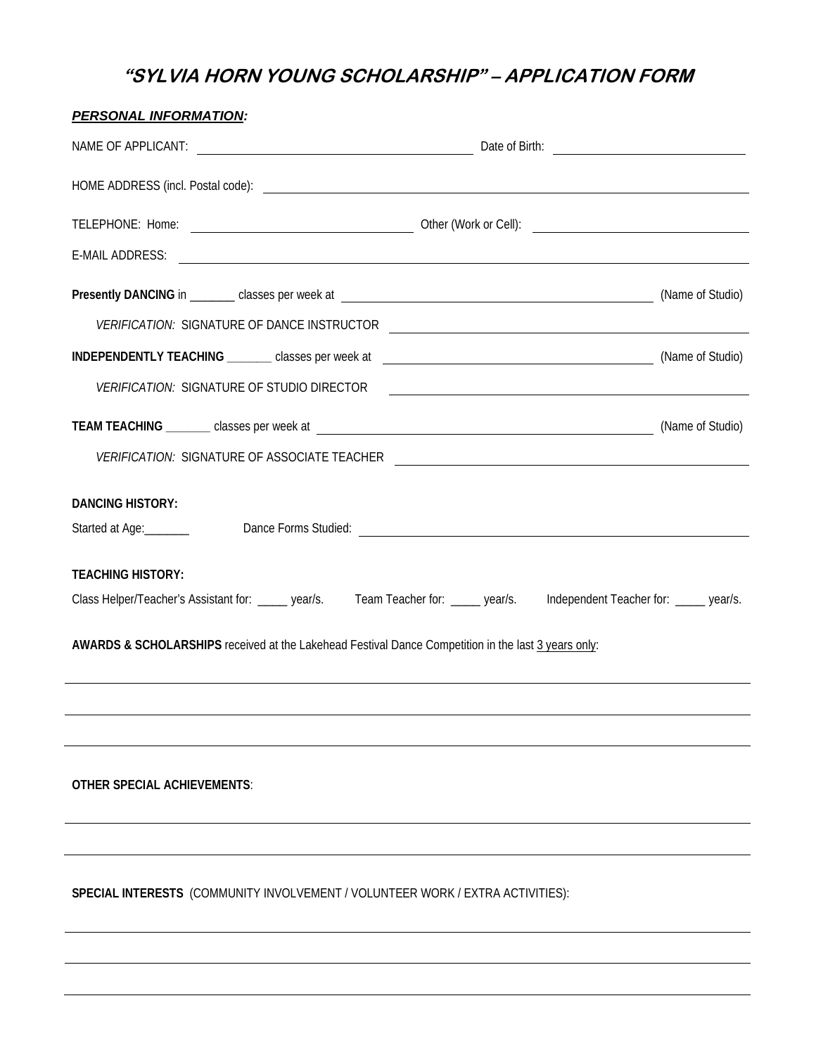# "SYLVIA HORN YOUNG SCHOLARSHIP" – APPLICATION FORM

***PERSONAL INFORMATION:***

NAME OF APPLICANT: ______________________________ Date of Birth: ____________________

HOME ADDRESS (incl. Postal code): ____________________________________________

TELEPHONE: Home: ______________________ Other (Work or Cell): ______________________

E-MAIL ADDRESS: ____________________________________________

**Presently DANCING** in _______ classes per week at ______________________________ (Name of Studio)

*VERIFICATION:* SIGNATURE OF DANCE INSTRUCTOR ______________________________

**INDEPENDENTLY TEACHING** _______ classes per week at ______________________________ (Name of Studio)

*VERIFICATION:* SIGNATURE OF STUDIO DIRECTOR ______________________________

**TEAM TEACHING** _______ classes per week at ______________________________ (Name of Studio)

*VERIFICATION:* SIGNATURE OF ASSOCIATE TEACHER ______________________________

**DANCING HISTORY:**

Started at Age:_______ Dance Forms Studied: ______________________________

**TEACHING HISTORY:**

Class Helper/Teacher's Assistant for: _____ year/s. Team Teacher for: _____ year/s. Independent Teacher for: _____ year/s.

**AWARDS & SCHOLARSHIPS** received at the Lakehead Festival Dance Competition in the last 3 years only:

______________________________________________________________

______________________________________________________________

______________________________________________________________

**OTHER SPECIAL ACHIEVEMENTS**:

______________________________________________________________

______________________________________________________________

**SPECIAL INTERESTS** (COMMUNITY INVOLVEMENT / VOLUNTEER WORK / EXTRA ACTIVITIES):

______________________________________________________________

______________________________________________________________

______________________________________________________________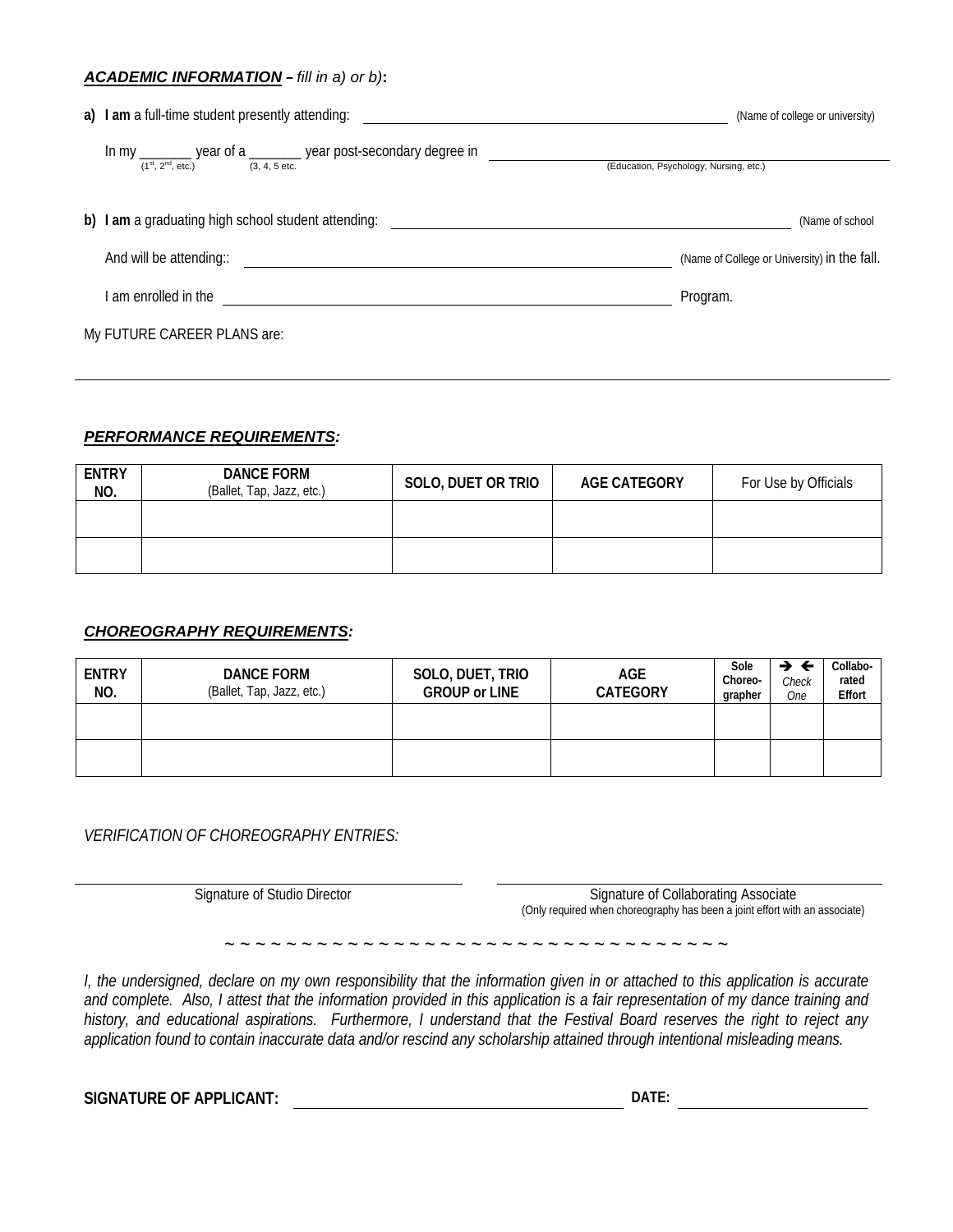***ACADEMIC INFORMATION** – fill in a) or b)***:

**a) I am** a full-time student presently attending: ______________________ (Name of college or university)

In my _______ year of a _______ year post-secondary degree in ______________________
(1st, 2nd, etc.) (3, 4, 5 etc.) (Education, Psychology, Nursing, etc.)

**b) I am** a graduating high school student attending: ______________________ (Name of school

And will be attending:: ______________________ (Name of College or University) in the fall.

I am enrolled in the ______________________ Program.

My FUTURE CAREER PLANS are:

______________________________________________

***PERFORMANCE REQUIREMENTS:***

| ENTRY NO. | DANCE FORM (Ballet, Tap, Jazz, etc.) | SOLO, DUET OR TRIO | AGE CATEGORY | For Use by Officials |
|---|---|---|---|---|
| | | | | |
| | | | | |

***CHOREOGRAPHY REQUIREMENTS:***

| ENTRY NO. | DANCE FORM (Ballet, Tap, Jazz, etc.) | SOLO, DUET, TRIO GROUP or LINE | AGE CATEGORY | Sole Choreographer | → ← *Check One* | Collaborated Effort |
|---|---|---|---|---|---|---|
| | | | | | | |
| | | | | | | |

*VERIFICATION OF CHOREOGRAPHY ENTRIES:*

______________________ Signature of Studio Director

______________________ Signature of Collaborating Associate (Only required when choreography has been a joint effort with an associate)

~ ~ ~ ~ ~ ~ ~ ~ ~ ~ ~ ~ ~ ~ ~ ~ ~ ~ ~ ~ ~ ~ ~ ~ ~ ~ ~ ~ ~ ~ ~ ~ ~ ~ ~ ~

*I, the undersigned, declare on my own responsibility that the information given in or attached to this application is accurate and complete. Also, I attest that the information provided in this application is a fair representation of my dance training and history, and educational aspirations. Furthermore, I understand that the Festival Board reserves the right to reject any application found to contain inaccurate data and/or rescind any scholarship attained through intentional misleading means.*

**SIGNATURE OF APPLICANT:** ______________________ **DATE:** ______________